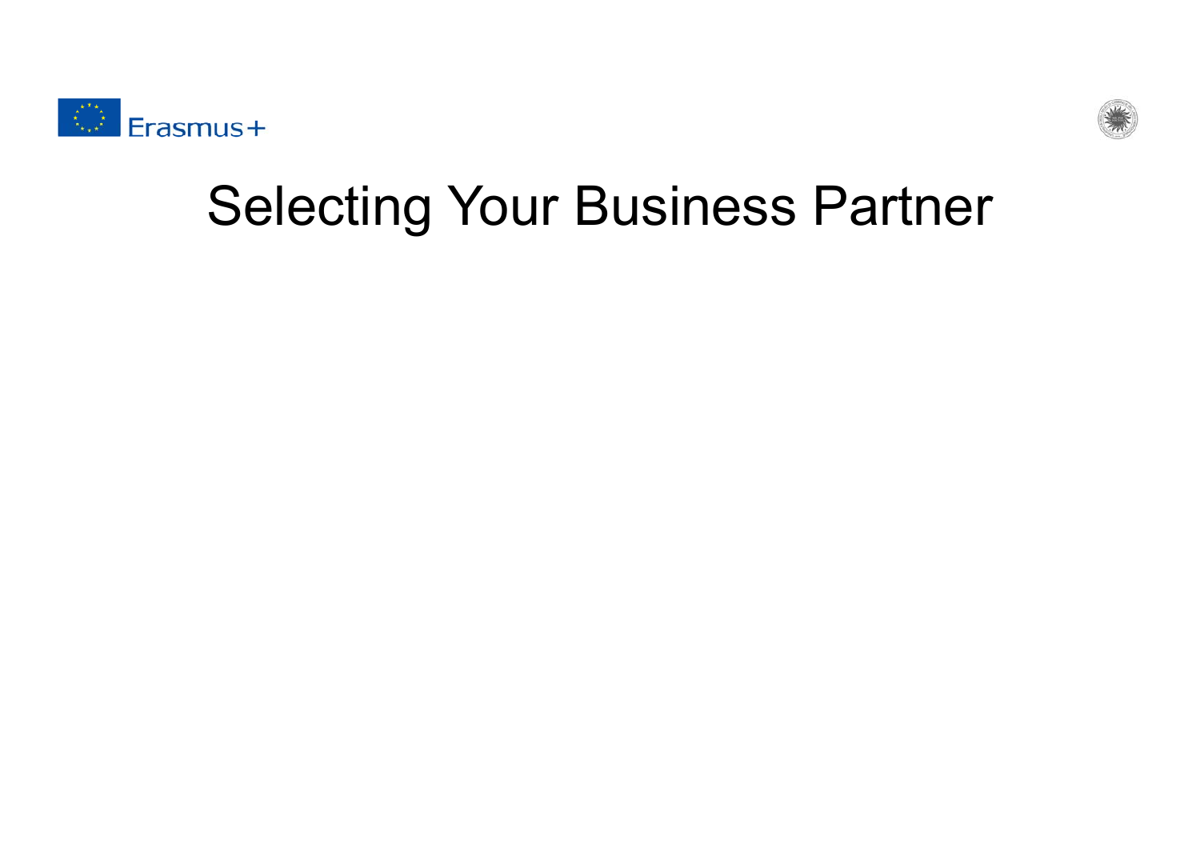# Selecting Your Business Partner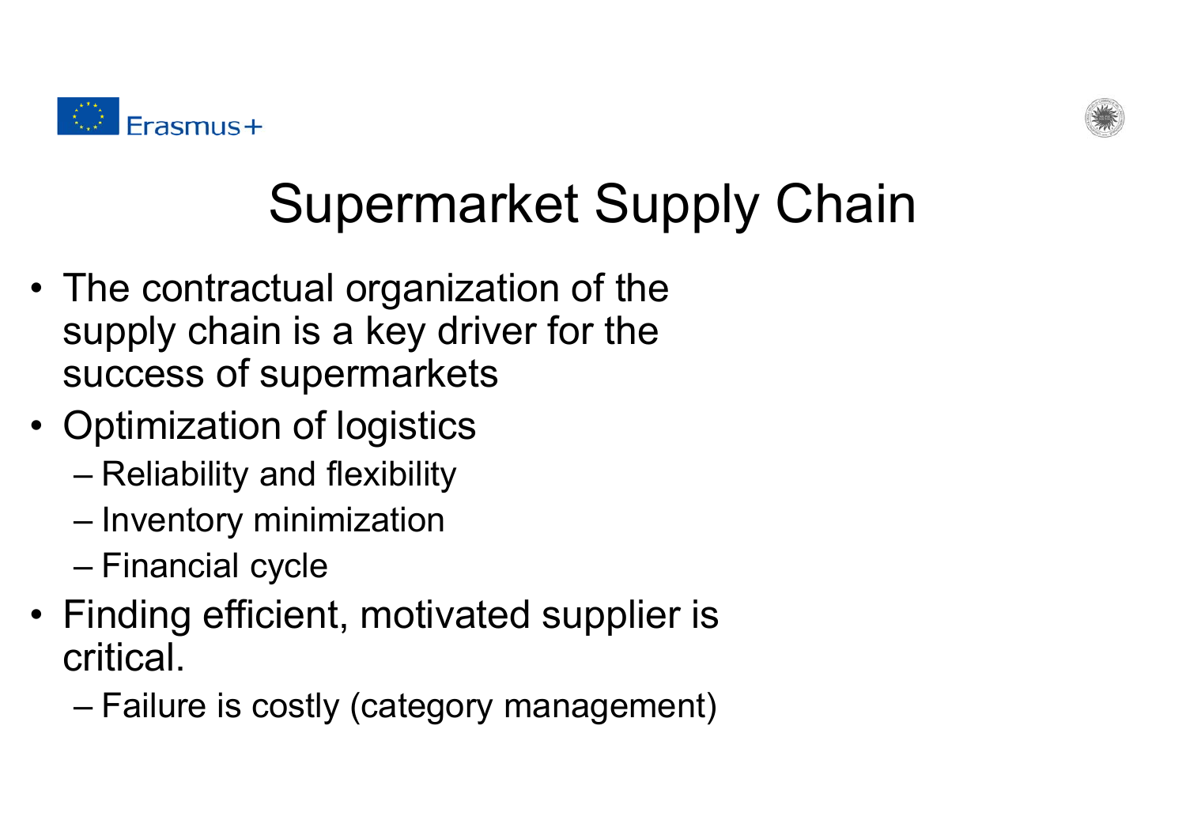# Supermarket Supply Chain

- The contractual organization of the supply chain is a key driver for the success of supermarkets
- Optimization of logistics
  - Reliability and flexibility
  - Inventory minimization
  - Financial cycle
- Finding efficient, motivated supplier is critical.
  - Failure is costly (category management)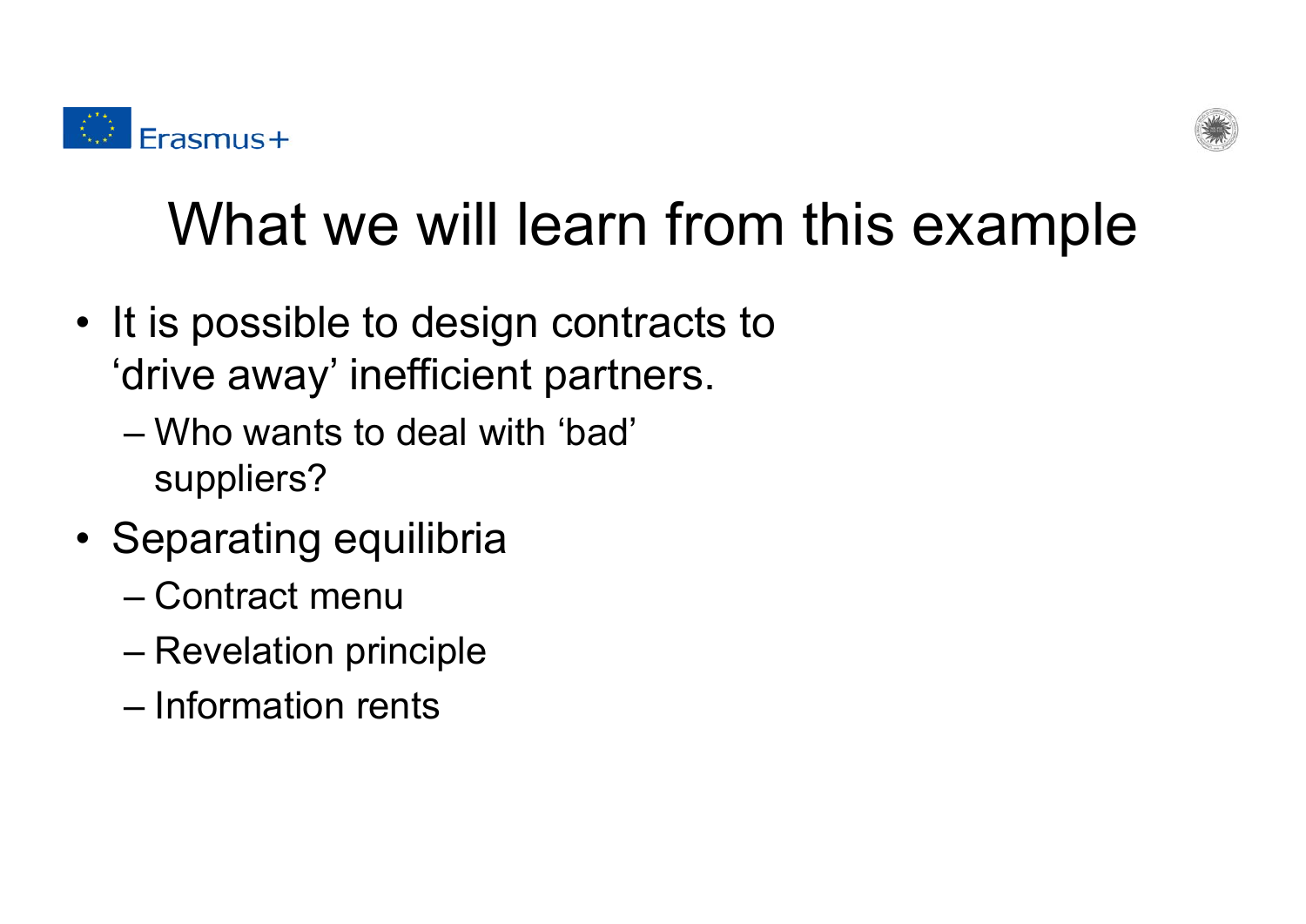# What we will learn from this example

- It is possible to design contracts to 'drive away' inefficient partners.
  - Who wants to deal with 'bad' suppliers?
- Separating equilibria
  - Contract menu
  - Revelation principle
  - Information rents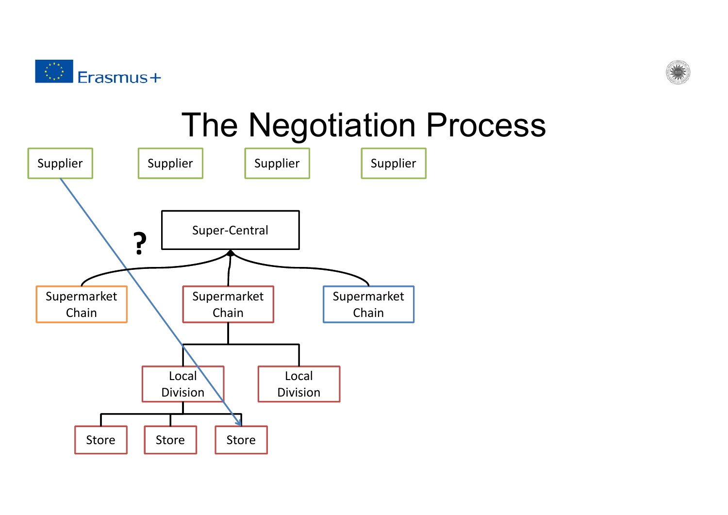# The Negotiation Process

Supplier

Supplier

Supplier

Supplier

?

Super-Central

Supermarket Chain

Supermarket Chain

Supermarket Chain

Local Division

Local Division

Store

Store

Store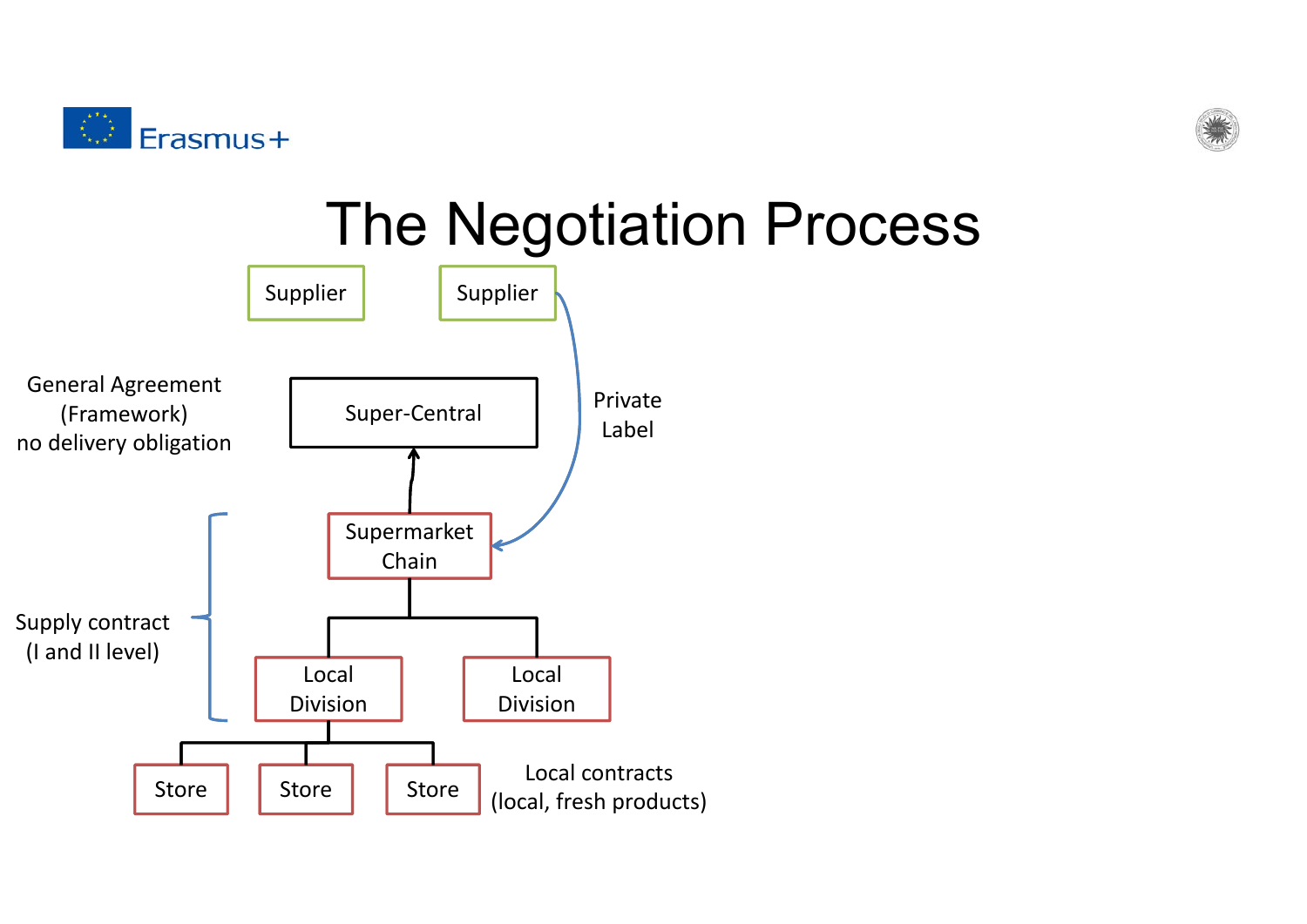# The Negotiation Process

Supplier

Supplier

General Agreement (Framework) no delivery obligation

Super-Central

Private Label

Supermarket Chain

Supply contract (I and II level)

Local Division

Local Division

Store

Store

Store

Local contracts (local, fresh products)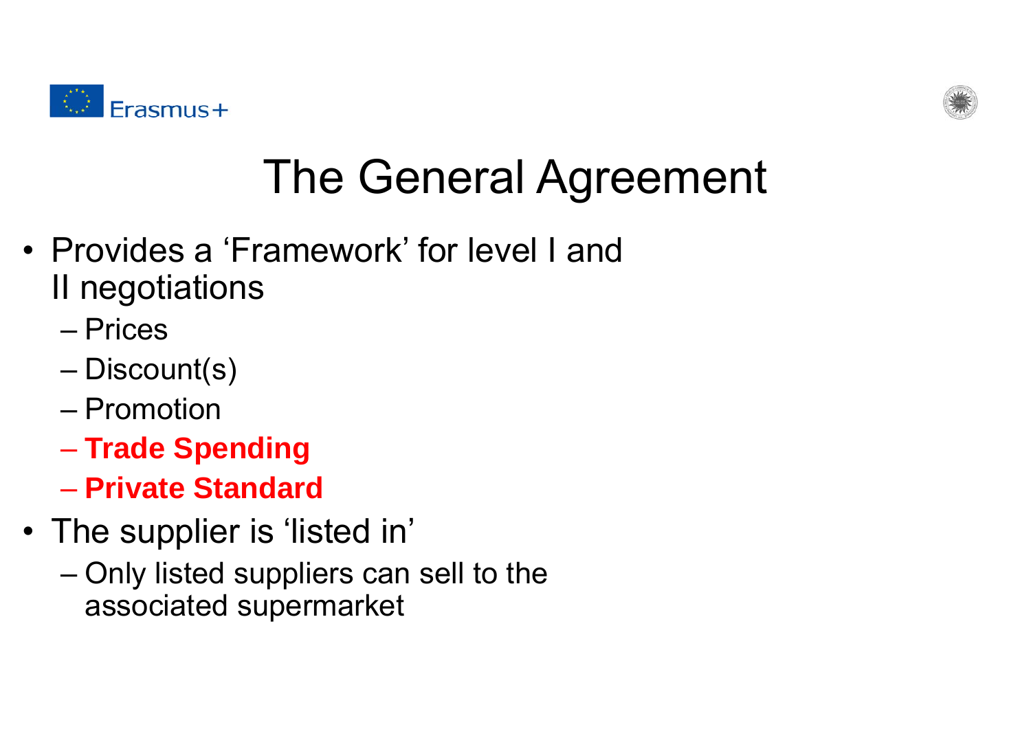# The General Agreement

- Provides a 'Framework' for level I and II negotiations
  - Prices
  - Discount(s)
  - Promotion
  - **Trade Spending**
  - **Private Standard**
- The supplier is 'listed in'
  - Only listed suppliers can sell to the associated supermarket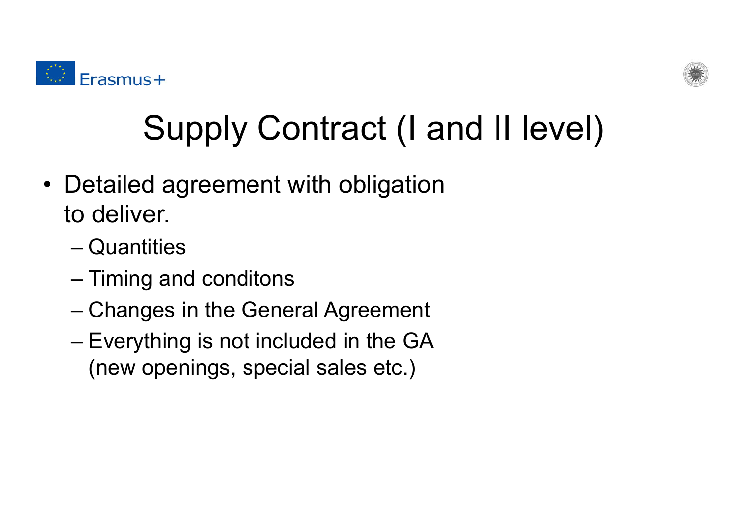# Supply Contract (I and II level)

- Detailed agreement with obligation to deliver.
  - Quantities
  - Timing and conditons
  - Changes in the General Agreement
  - Everything is not included in the GA (new openings, special sales etc.)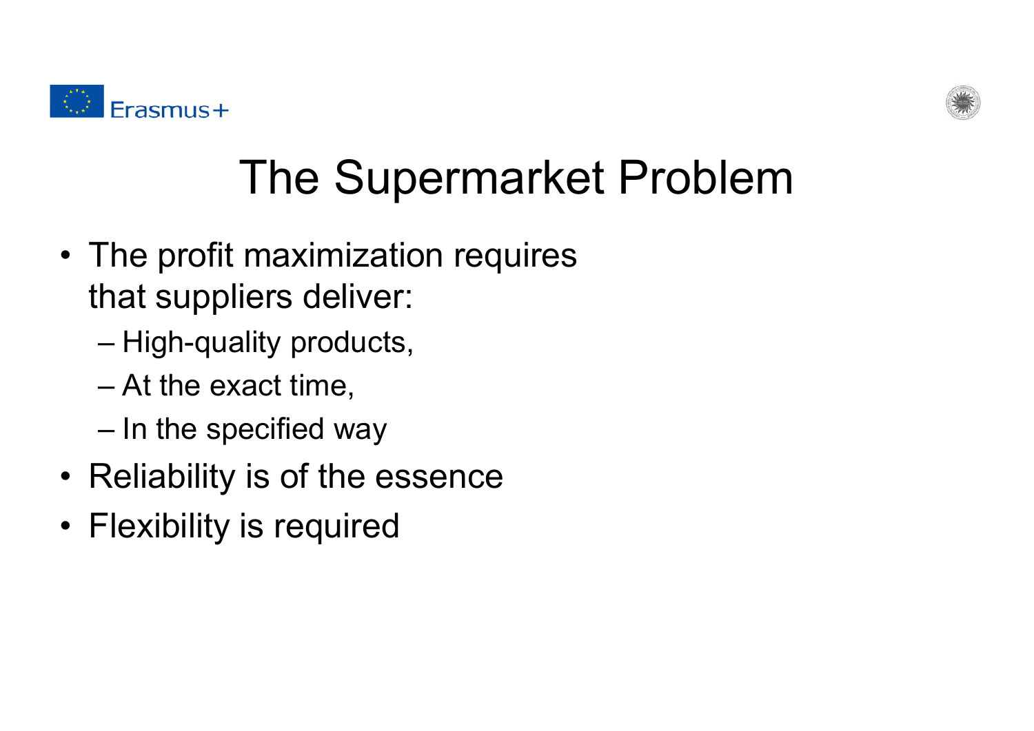# The Supermarket Problem

- The profit maximization requires that suppliers deliver:
  - High-quality products,
  - At the exact time,
  - In the specified way
- Reliability is of the essence
- Flexibility is required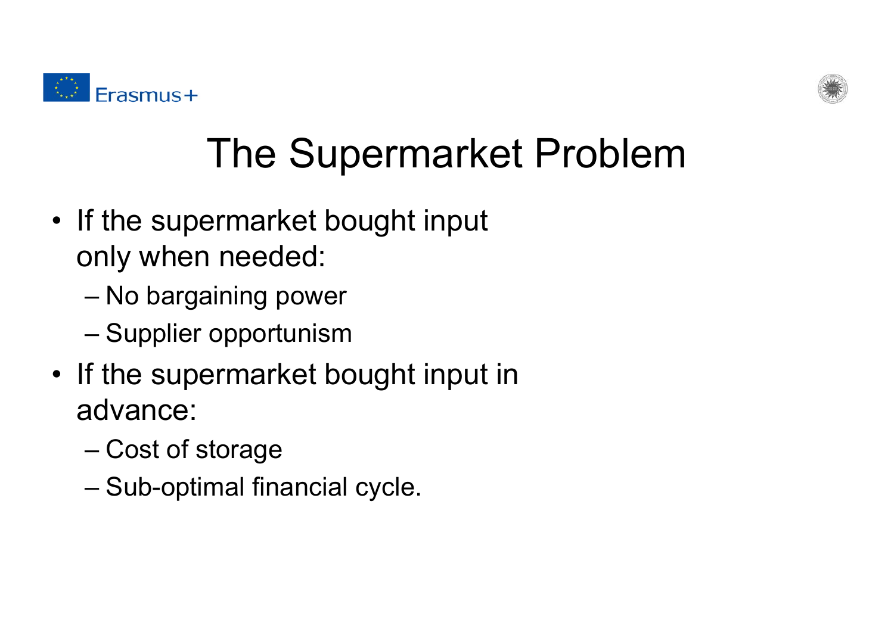# The Supermarket Problem

- If the supermarket bought input only when needed:
  - No bargaining power
  - Supplier opportunism
- If the supermarket bought input in advance:
  - Cost of storage
  - Sub-optimal financial cycle.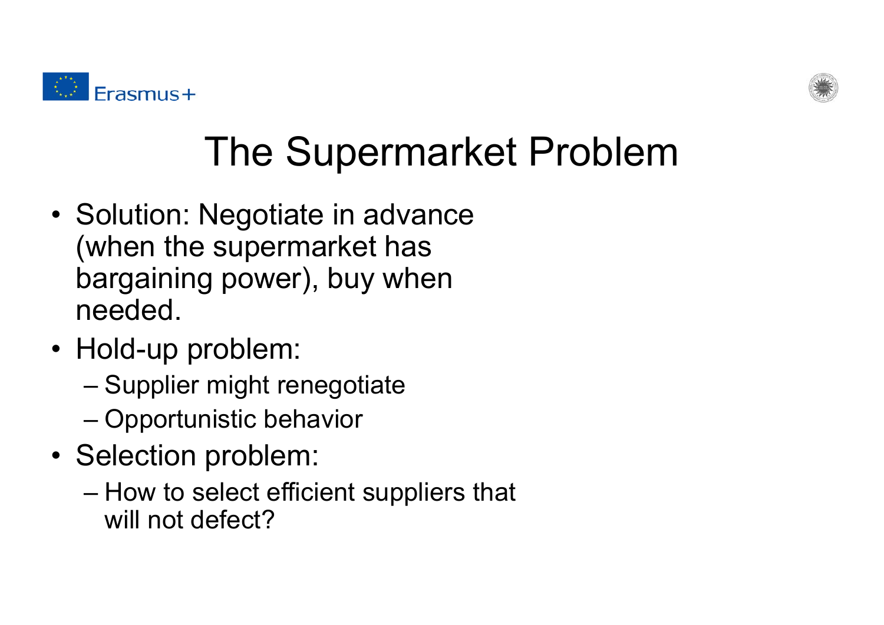# The Supermarket Problem

- Solution: Negotiate in advance (when the supermarket has bargaining power), buy when needed.
- Hold-up problem:
  - Supplier might renegotiate
  - Opportunistic behavior
- Selection problem:
  - How to select efficient suppliers that will not defect?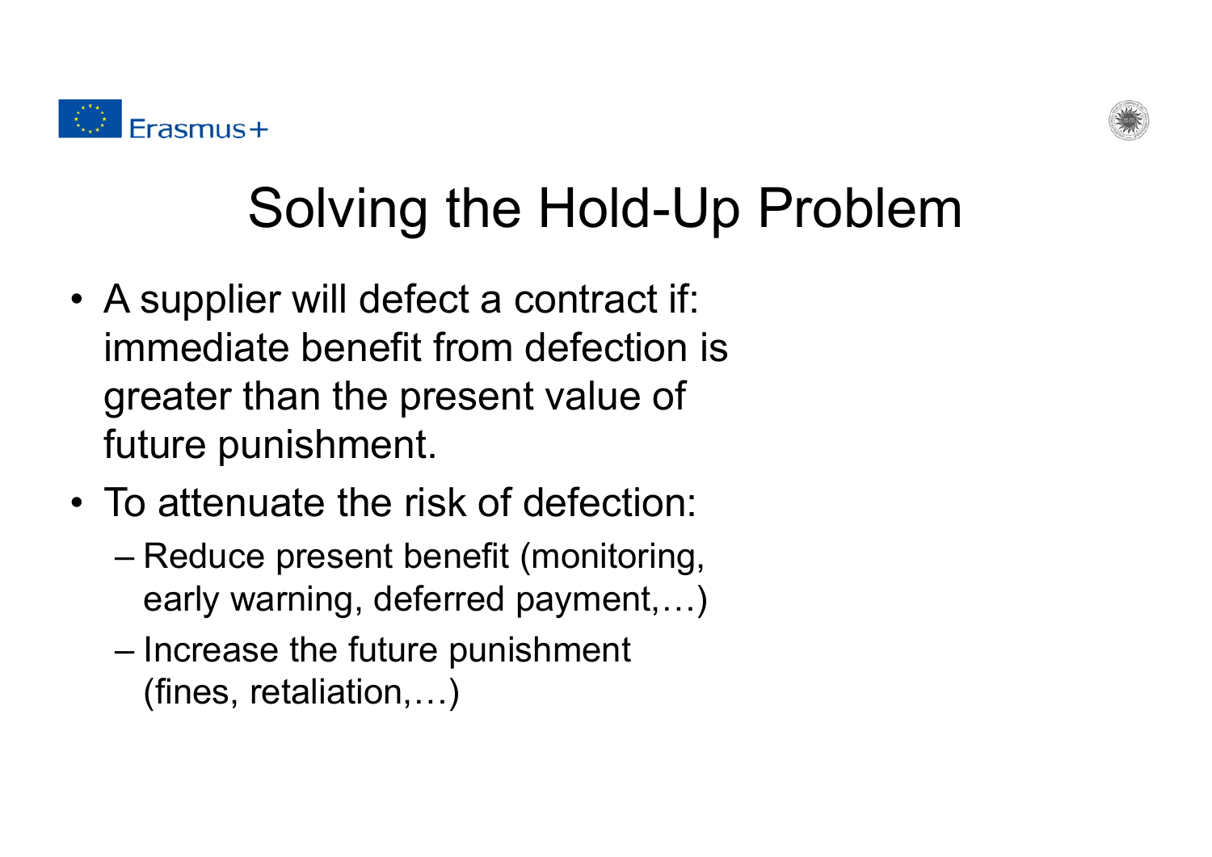# Solving the Hold-Up Problem

- A supplier will defect a contract if: immediate benefit from defection is greater than the present value of future punishment.
- To attenuate the risk of defection:
  - Reduce present benefit (monitoring, early warning, deferred payment,…)
  - Increase the future punishment (fines, retaliation,…)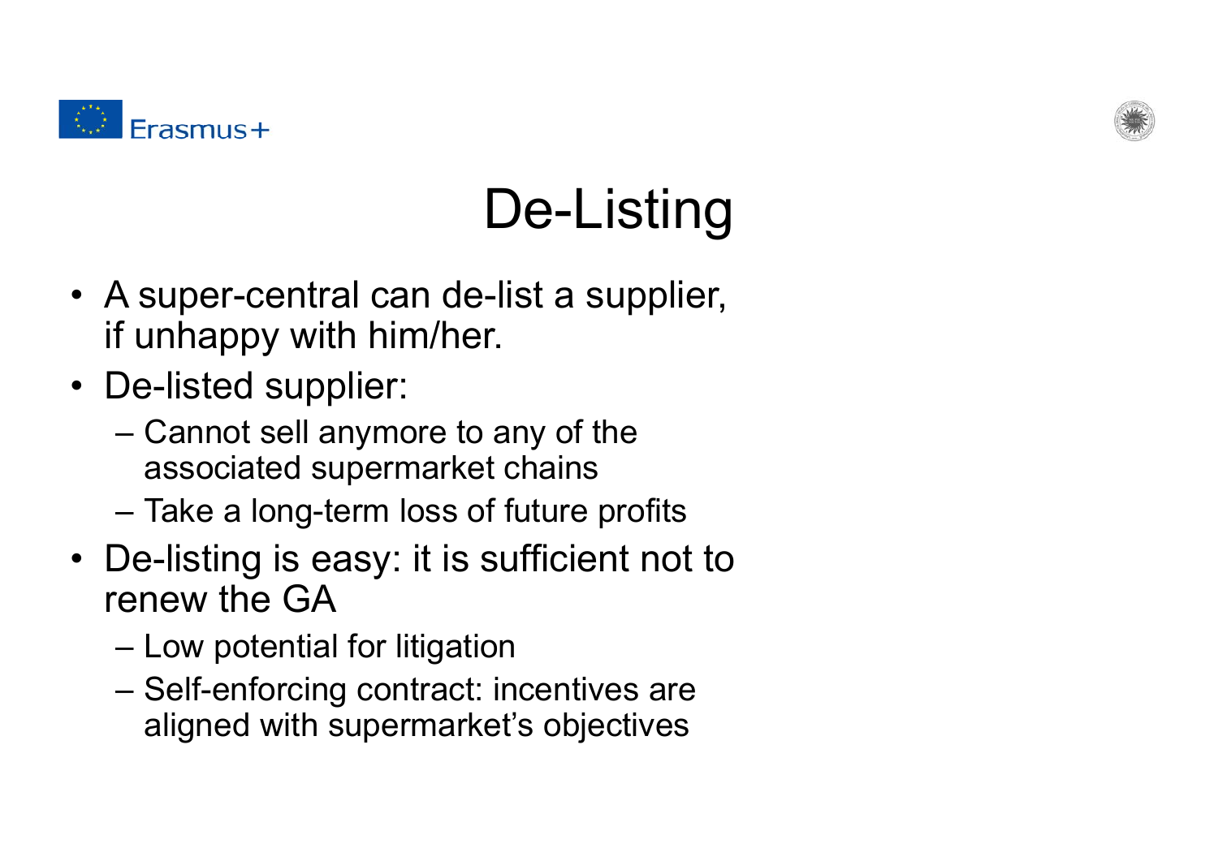# De-Listing

- A super-central can de-list a supplier, if unhappy with him/her.
- De-listed supplier:
  - Cannot sell anymore to any of the associated supermarket chains
  - Take a long-term loss of future profits
- De-listing is easy: it is sufficient not to renew the GA
  - Low potential for litigation
  - Self-enforcing contract: incentives are aligned with supermarket's objectives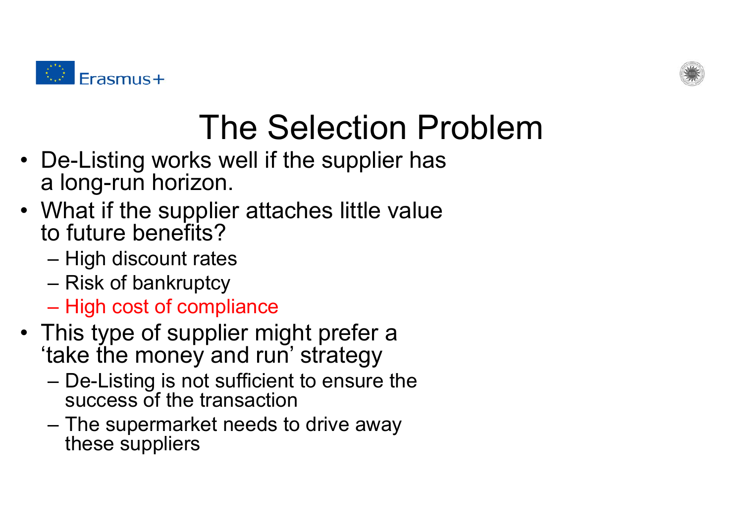# The Selection Problem

- De-Listing works well if the supplier has a long-run horizon.
- What if the supplier attaches little value to future benefits?
  - High discount rates
  - Risk of bankruptcy
  - High cost of compliance
- This type of supplier might prefer a 'take the money and run' strategy
  - De-Listing is not sufficient to ensure the success of the transaction
  - The supermarket needs to drive away these suppliers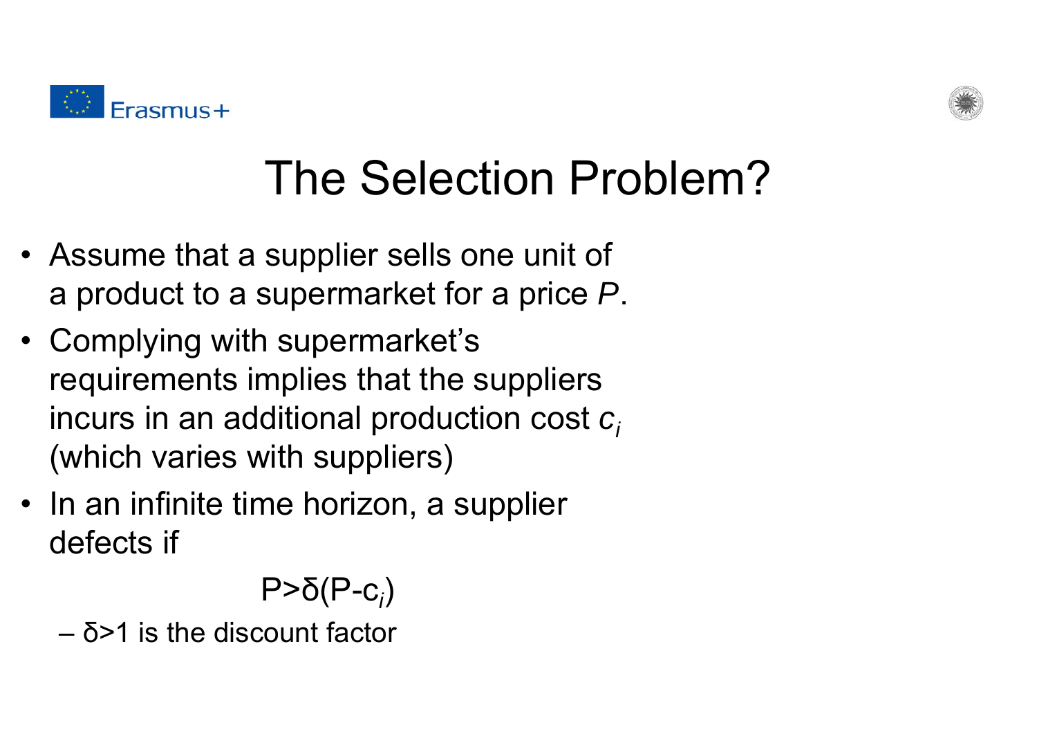# The Selection Problem?

- Assume that a supplier sells one unit of a product to a supermarket for a price *P*.
- Complying with supermarket's requirements implies that the suppliers incurs in an additional production cost $c_i$ (which varies with suppliers)
- In an infinite time horizon, a supplier defects if

$$P > \delta(P - c_i)$$

  – $\delta > 1$ is the discount factor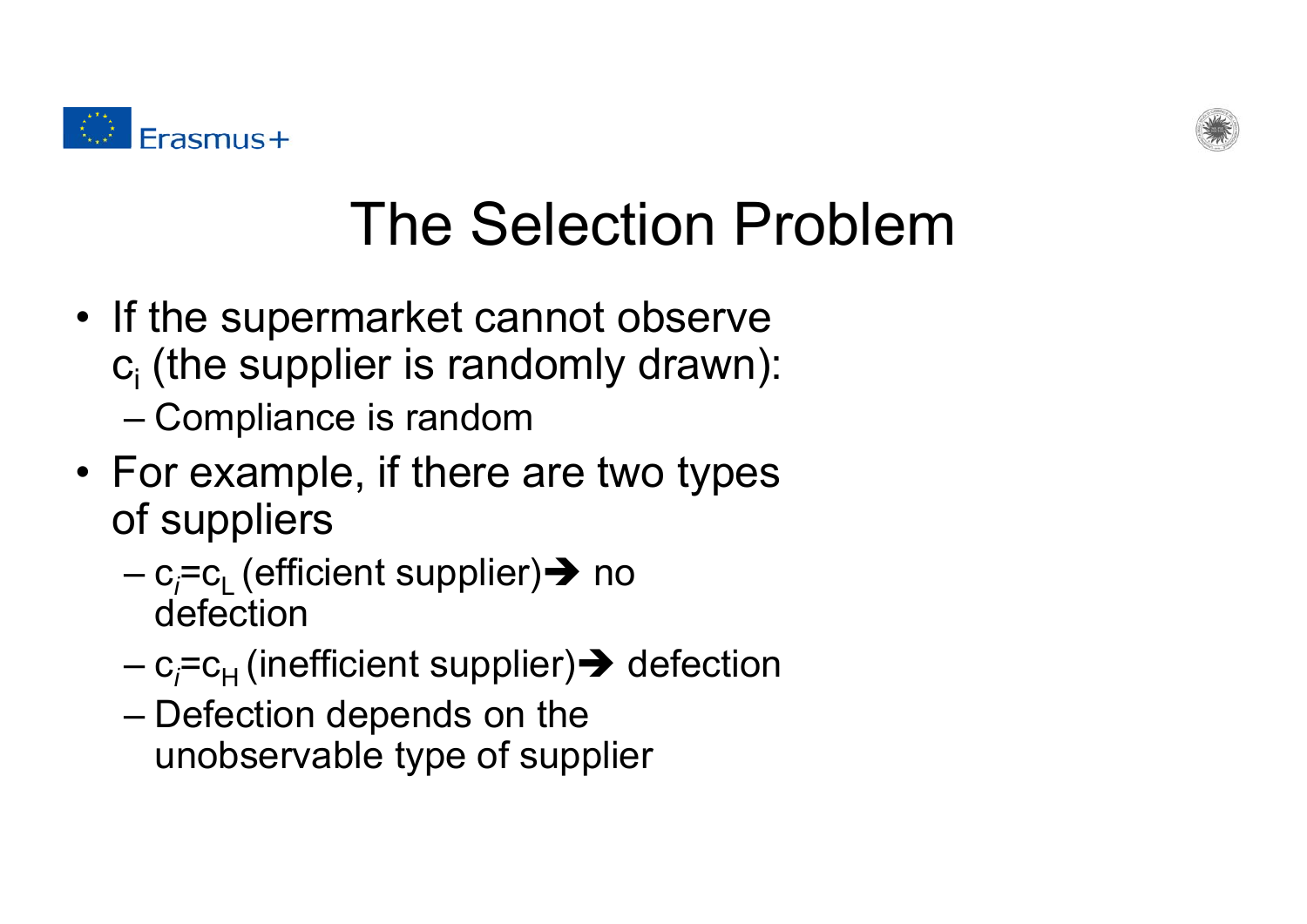# The Selection Problem

- If the supermarket cannot observe $c_i$ (the supplier is randomly drawn):
  - Compliance is random
- For example, if there are two types of suppliers
  - $c_i = c_L$ (efficient supplier) ➔ no defection
  - $c_i = c_H$ (inefficient supplier) ➔ defection
  - Defection depends on the unobservable type of supplier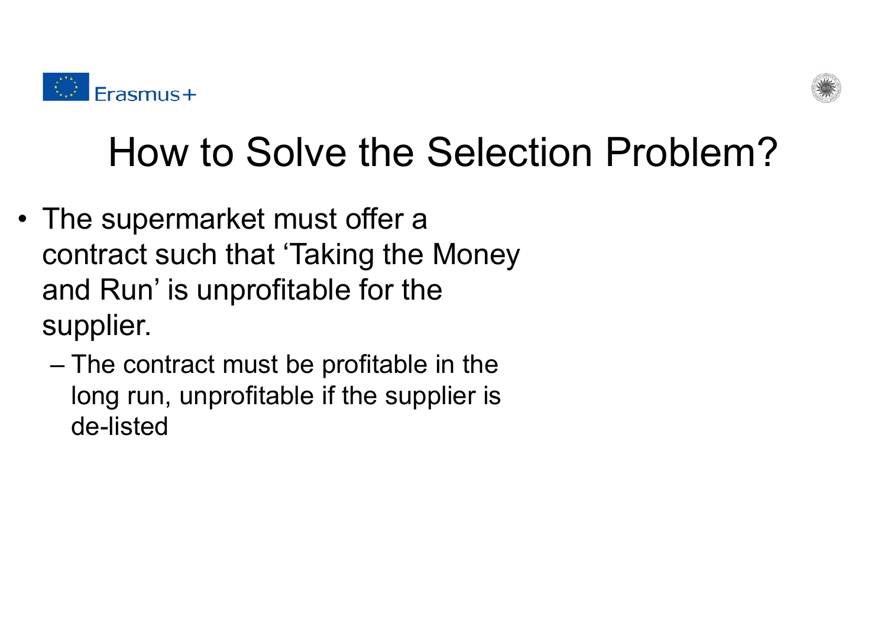# How to Solve the Selection Problem?

- The supermarket must offer a contract such that 'Taking the Money and Run' is unprofitable for the supplier.
  - The contract must be profitable in the long run, unprofitable if the supplier is de-listed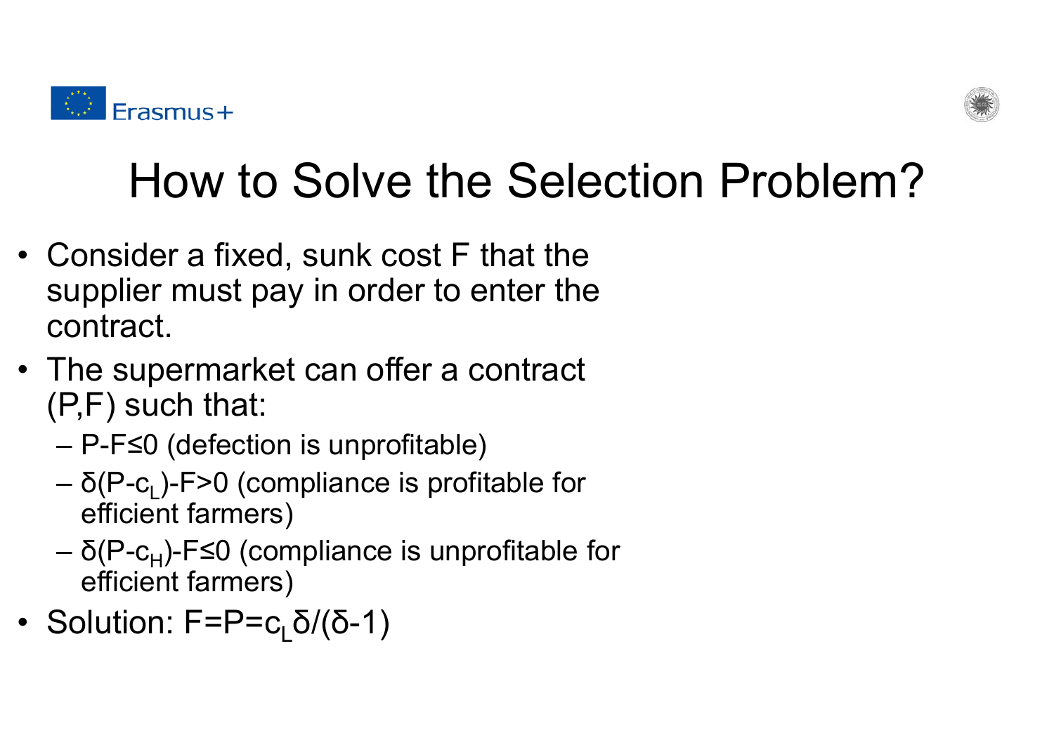# How to Solve the Selection Problem?

- Consider a fixed, sunk cost F that the supplier must pay in order to enter the contract.
- The supermarket can offer a contract (P,F) such that:
  - $P-F \leq 0$ (defection is unprofitable)
  - $\delta(P-c_L)-F>0$ (compliance is profitable for efficient farmers)
  - $\delta(P-c_H)-F \leq 0$ (compliance is unprofitable for efficient farmers)
- Solution: $F=P=c_L\delta/(\delta-1)$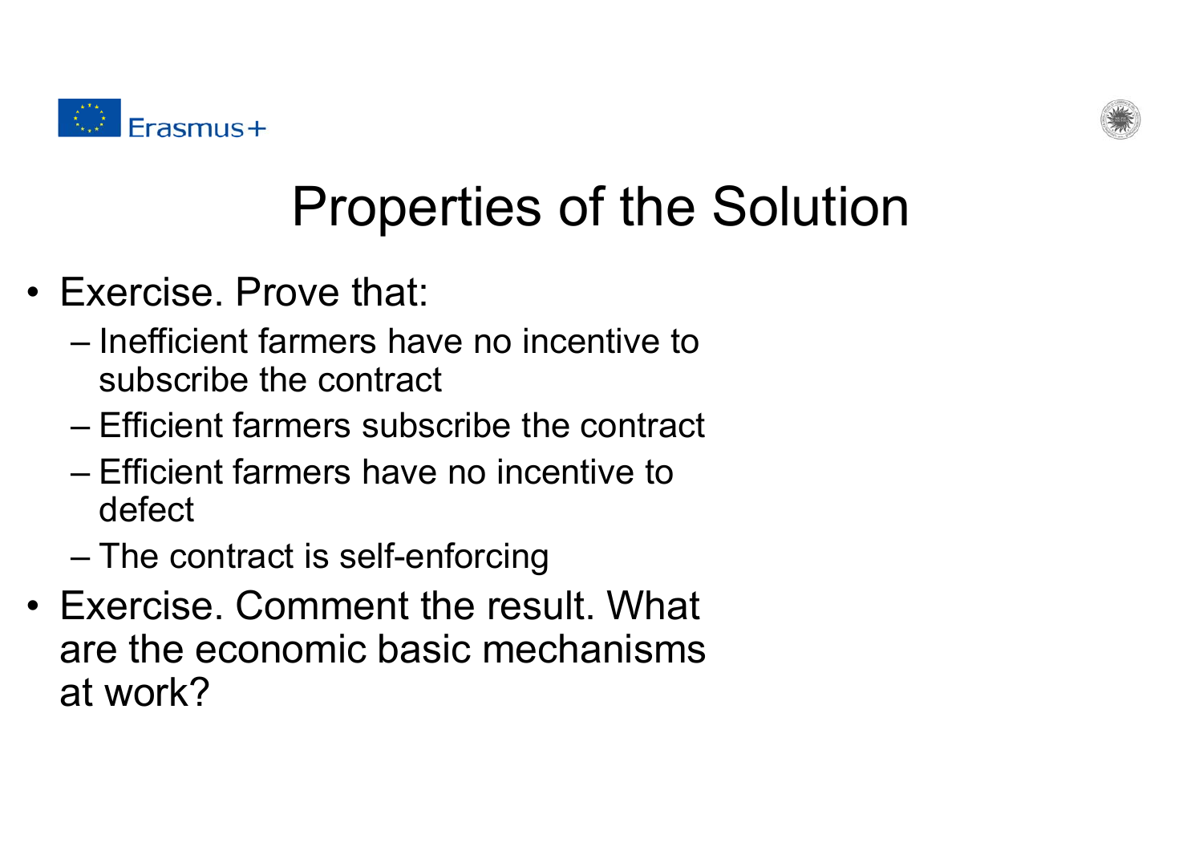# Properties of the Solution

- Exercise. Prove that:
  - Inefficient farmers have no incentive to subscribe the contract
  - Efficient farmers subscribe the contract
  - Efficient farmers have no incentive to defect
  - The contract is self-enforcing
- Exercise. Comment the result. What are the economic basic mechanisms at work?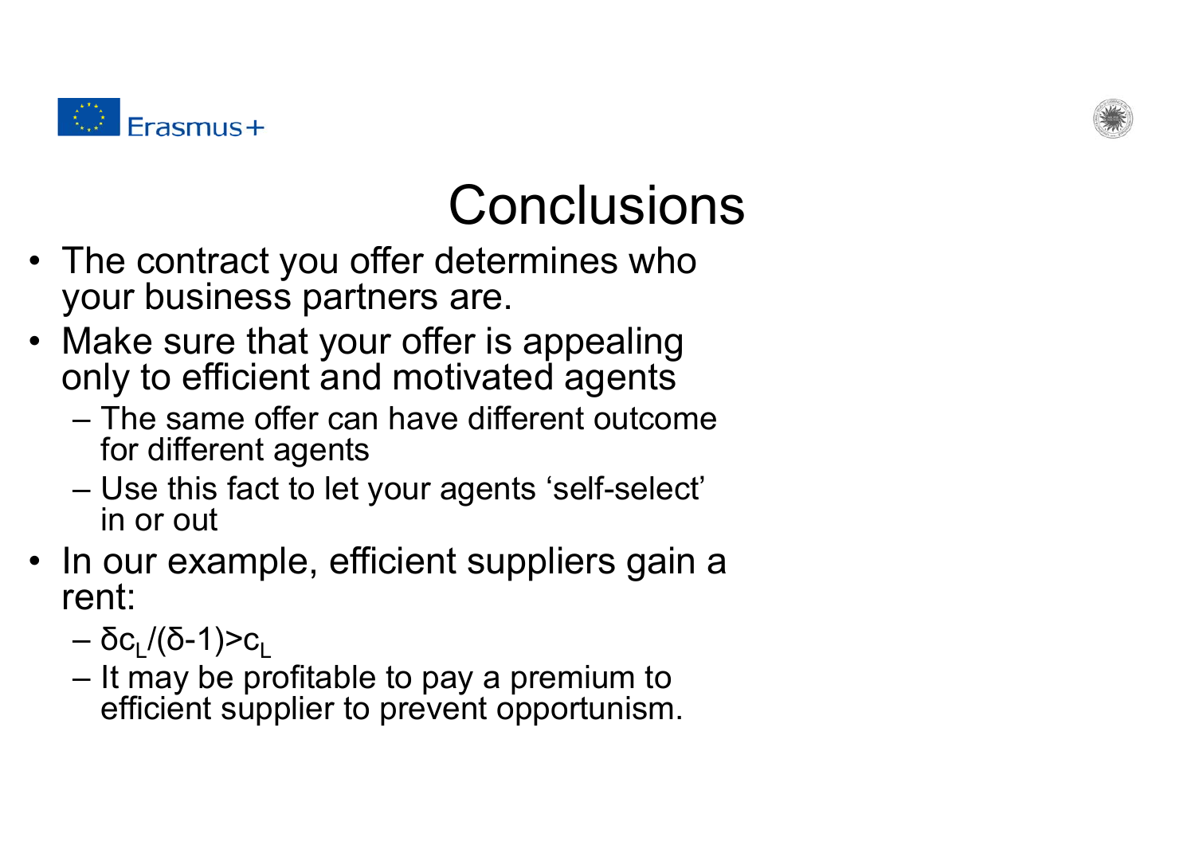# Conclusions

- The contract you offer determines who your business partners are.
- Make sure that your offer is appealing only to efficient and motivated agents
  - The same offer can have different outcome for different agents
  - Use this fact to let your agents 'self-select' in or out
- In our example, efficient suppliers gain a rent:
  - $\delta c_L/(\delta-1)>c_L$
  - It may be profitable to pay a premium to efficient supplier to prevent opportunism.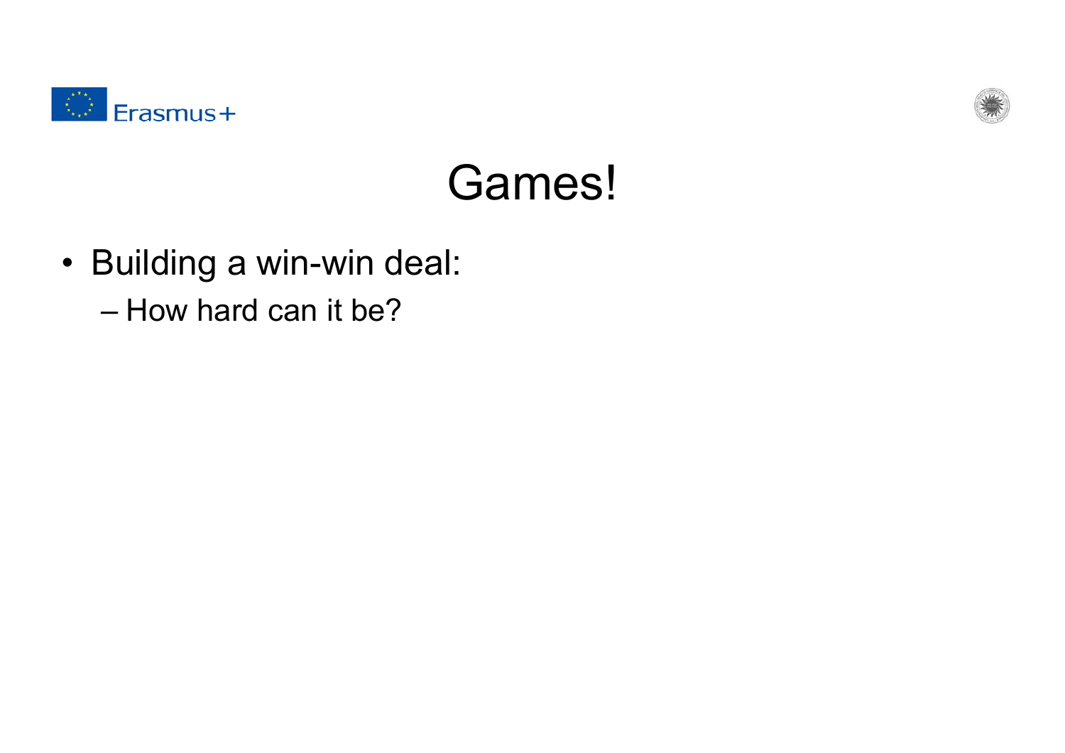# Games!

- Building a win-win deal:
  - How hard can it be?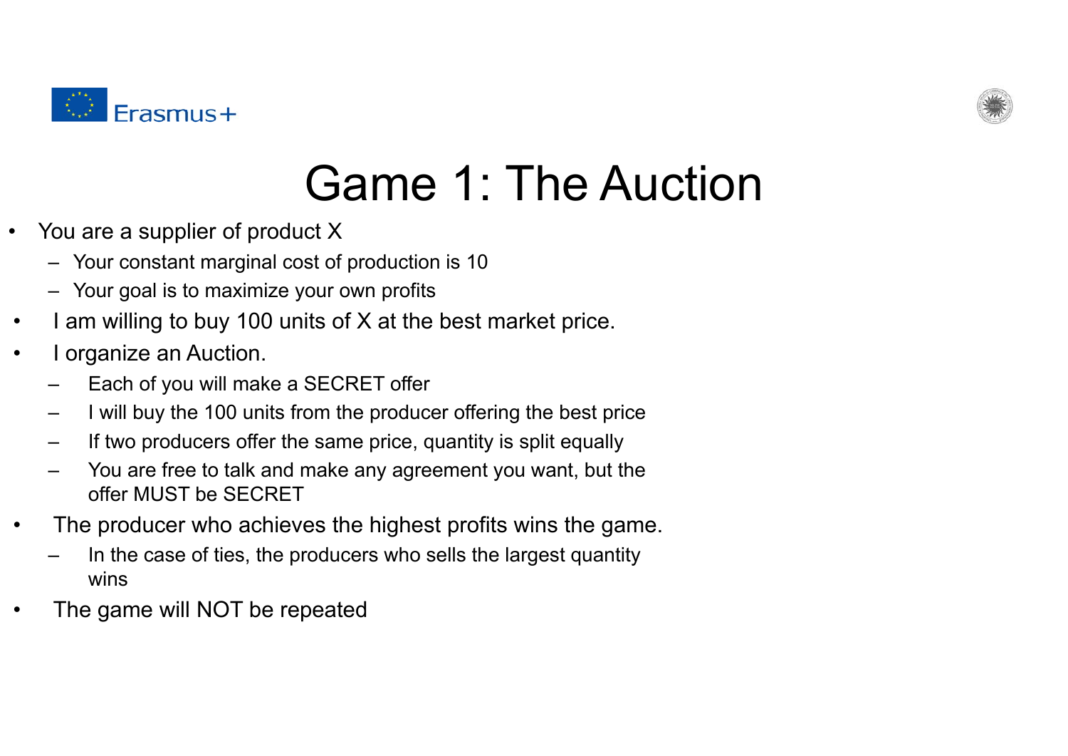# Game 1: The Auction

- You are a supplier of product X
  - Your constant marginal cost of production is 10
  - Your goal is to maximize your own profits
- I am willing to buy 100 units of X at the best market price.
- I organize an Auction.
  - Each of you will make a SECRET offer
  - I will buy the 100 units from the producer offering the best price
  - If two producers offer the same price, quantity is split equally
  - You are free to talk and make any agreement you want, but the offer MUST be SECRET
- The producer who achieves the highest profits wins the game.
  - In the case of ties, the producers who sells the largest quantity wins
- The game will NOT be repeated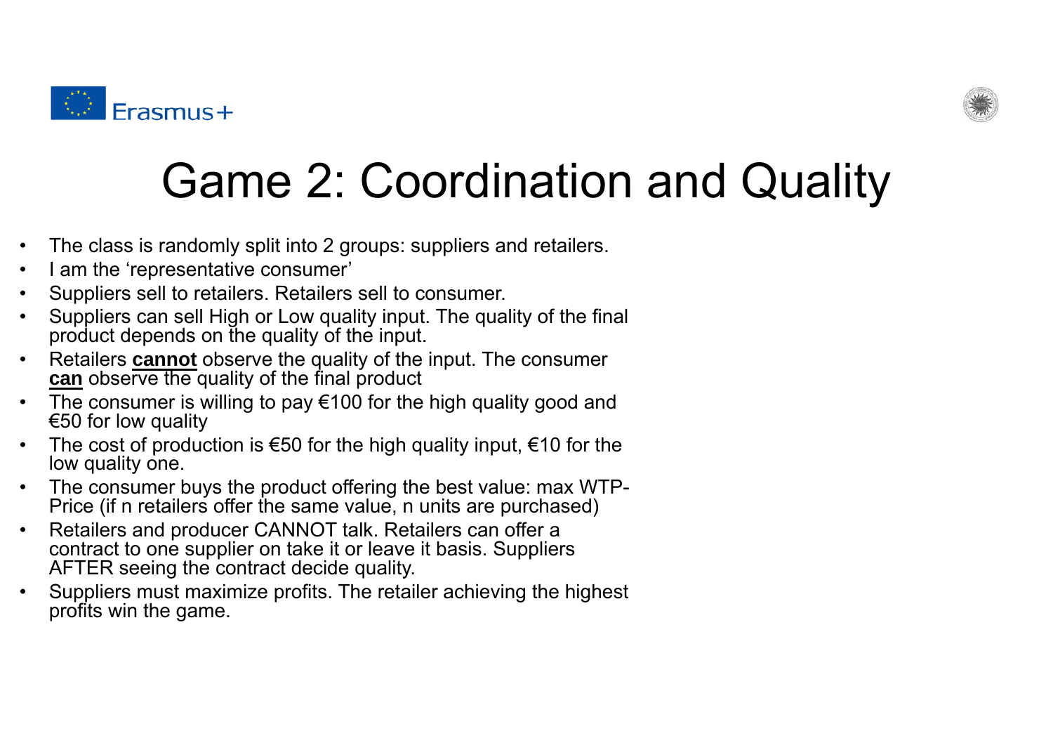# Game 2: Coordination and Quality

- The class is randomly split into 2 groups: suppliers and retailers.
- I am the 'representative consumer'
- Suppliers sell to retailers. Retailers sell to consumer.
- Suppliers can sell High or Low quality input. The quality of the final product depends on the quality of the input.
- Retailers **cannot** observe the quality of the input. The consumer **can** observe the quality of the final product
- The consumer is willing to pay €100 for the high quality good and €50 for low quality
- The cost of production is €50 for the high quality input, €10 for the low quality one.
- The consumer buys the product offering the best value: max WTP-Price (if n retailers offer the same value, n units are purchased)
- Retailers and producer CANNOT talk. Retailers can offer a contract to one supplier on take it or leave it basis. Suppliers AFTER seeing the contract decide quality.
- Suppliers must maximize profits. The retailer achieving the highest profits win the game.